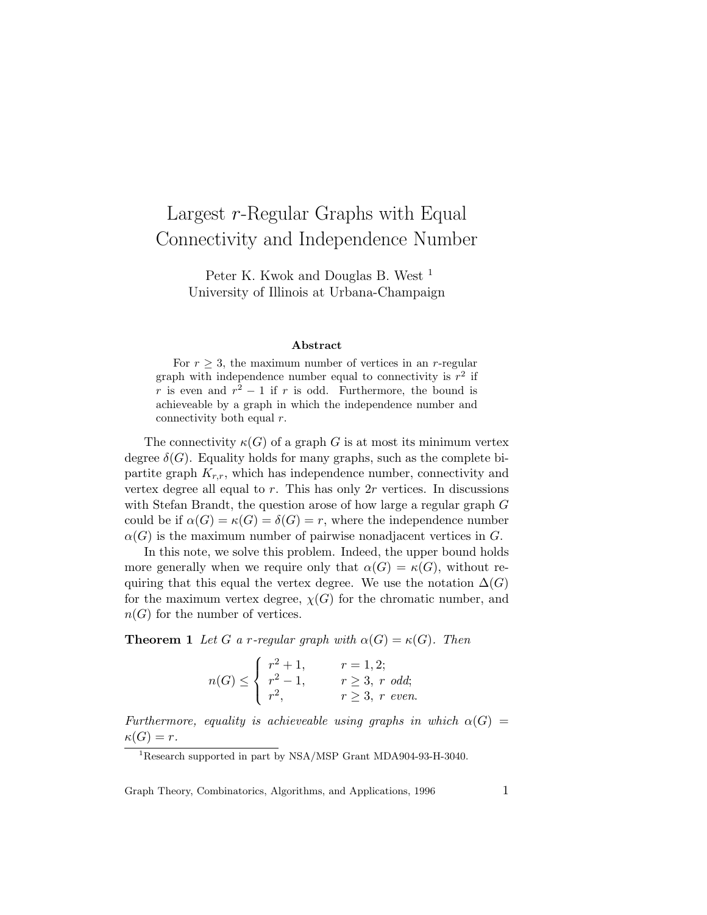# Largest $r$-Regular Graphs with Equal Connectivity and Independence Number

Peter K. Kwok and Douglas B. West [1]

University of Illinois at Urbana-Champaign

### Abstract

For $r \geq 3$, the maximum number of vertices in an $r$-regular graph with independence number equal to connectivity is $r^2$ if $r$ is even and $r^2 - 1$ if $r$ is odd. Furthermore, the bound is achieveable by a graph in which the independence number and connectivity both equal $r$.

The connectivity $\kappa(G)$ of a graph $G$ is at most its minimum vertex degree $\delta(G)$. Equality holds for many graphs, such as the complete bipartite graph $K_{r,r}$, which has independence number, connectivity and vertex degree all equal to $r$. This has only $2r$ vertices. In discussions with Stefan Brandt, the question arose of how large a regular graph $G$ could be if $\alpha(G) = \kappa(G) = \delta(G) = r$, where the independence number $\alpha(G)$ is the maximum number of pairwise nonadjacent vertices in $G$.

In this note, we solve this problem. Indeed, the upper bound holds more generally when we require only that $\alpha(G) = \kappa(G)$, without requiring that this equal the vertex degree. We use the notation $\Delta(G)$ for the maximum vertex degree, $\chi(G)$ for the chromatic number, and $n(G)$ for the number of vertices.

**Theorem 1** *Let $G$ a $r$-regular graph with $\alpha(G) = \kappa(G)$. Then*

$$n(G) \leq \begin{cases} r^2 + 1, & r = 1, 2; \\ r^2 - 1, & r \geq 3,\ r \text{ odd}; \\ r^2, & r \geq 3,\ r \text{ even}. \end{cases}$$

*Furthermore, equality is achieveable using graphs in which $\alpha(G) = \kappa(G) = r$.*

[1] Research supported in part by NSA/MSP Grant MDA904-93-H-3040.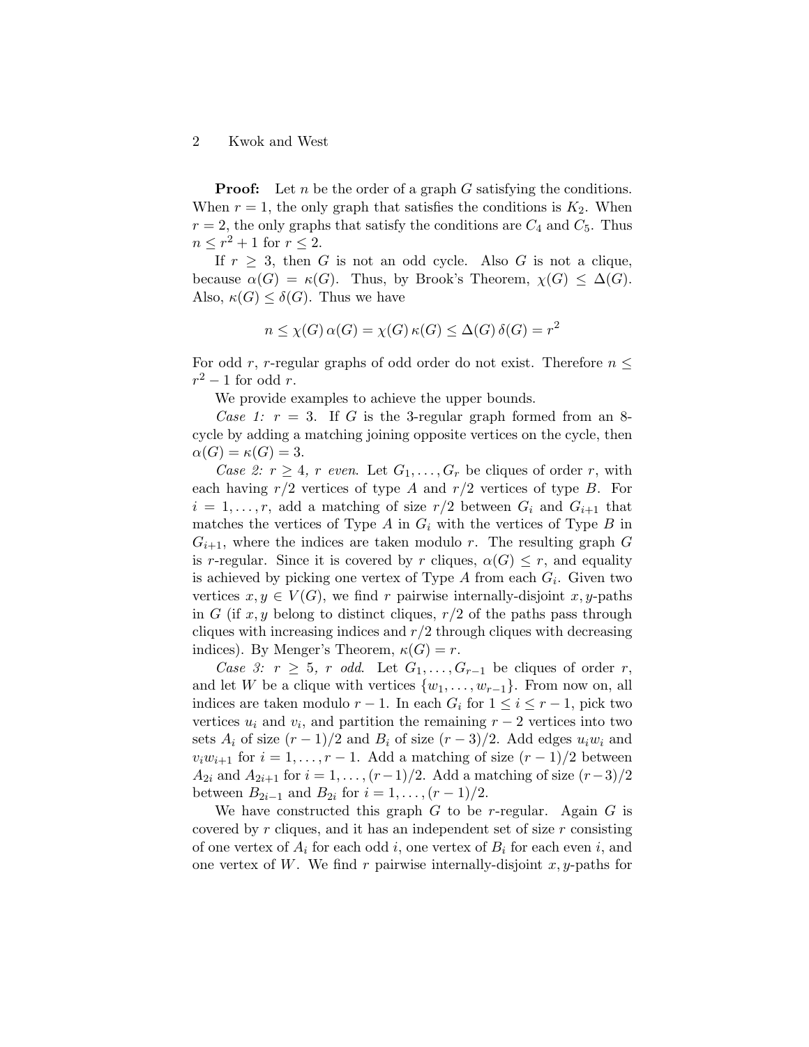**Proof:** Let $n$ be the order of a graph $G$ satisfying the conditions. When $r = 1$, the only graph that satisfies the conditions is $K_2$. When $r = 2$, the only graphs that satisfy the conditions are $C_4$ and $C_5$. Thus $n \leq r^2 + 1$ for $r \leq 2$.

If $r \geq 3$, then $G$ is not an odd cycle. Also $G$ is not a clique, because $\alpha(G) = \kappa(G)$. Thus, by Brook's Theorem, $\chi(G) \leq \Delta(G)$. Also, $\kappa(G) \leq \delta(G)$. Thus we have

$$n \leq \chi(G)\,\alpha(G) = \chi(G)\,\kappa(G) \leq \Delta(G)\,\delta(G) = r^2$$

For odd $r$, $r$-regular graphs of odd order do not exist. Therefore $n \leq r^2 - 1$ for odd $r$.

We provide examples to achieve the upper bounds.

*Case 1:* $r = 3$. If $G$ is the 3-regular graph formed from an 8-cycle by adding a matching joining opposite vertices on the cycle, then $\alpha(G) = \kappa(G) = 3$.

*Case 2:* $r \geq 4$, *$r$ even.* Let $G_1, \ldots, G_r$ be cliques of order $r$, with each having $r/2$ vertices of type $A$ and $r/2$ vertices of type $B$. For $i = 1, \ldots, r$, add a matching of size $r/2$ between $G_i$ and $G_{i+1}$ that matches the vertices of Type $A$ in $G_i$ with the vertices of Type $B$ in $G_{i+1}$, where the indices are taken modulo $r$. The resulting graph $G$ is $r$-regular. Since it is covered by $r$ cliques, $\alpha(G) \leq r$, and equality is achieved by picking one vertex of Type $A$ from each $G_i$. Given two vertices $x, y \in V(G)$, we find $r$ pairwise internally-disjoint $x,y$-paths in $G$ (if $x, y$ belong to distinct cliques, $r/2$ of the paths pass through cliques with increasing indices and $r/2$ through cliques with decreasing indices). By Menger's Theorem, $\kappa(G) = r$.

*Case 3:* $r \geq 5$, *$r$ odd*. Let $G_1, \ldots, G_{r-1}$ be cliques of order $r$, and let $W$ be a clique with vertices $\{w_1, \ldots, w_{r-1}\}$. From now on, all indices are taken modulo $r - 1$. In each $G_i$ for $1 \leq i \leq r - 1$, pick two vertices $u_i$ and $v_i$, and partition the remaining $r - 2$ vertices into two sets $A_i$ of size $(r - 1)/2$ and $B_i$ of size $(r - 3)/2$. Add edges $u_i w_i$ and $v_i w_{i+1}$ for $i = 1, \ldots, r - 1$. Add a matching of size $(r - 1)/2$ between $A_{2i}$ and $A_{2i+1}$ for $i = 1, \ldots, (r-1)/2$. Add a matching of size $(r-3)/2$ between $B_{2i-1}$ and $B_{2i}$ for $i = 1, \ldots, (r - 1)/2$.

We have constructed this graph $G$ to be $r$-regular. Again $G$ is covered by $r$ cliques, and it has an independent set of size $r$ consisting of one vertex of $A_i$ for each odd $i$, one vertex of $B_i$ for each even $i$, and one vertex of $W$. We find $r$ pairwise internally-disjoint $x,y$-paths for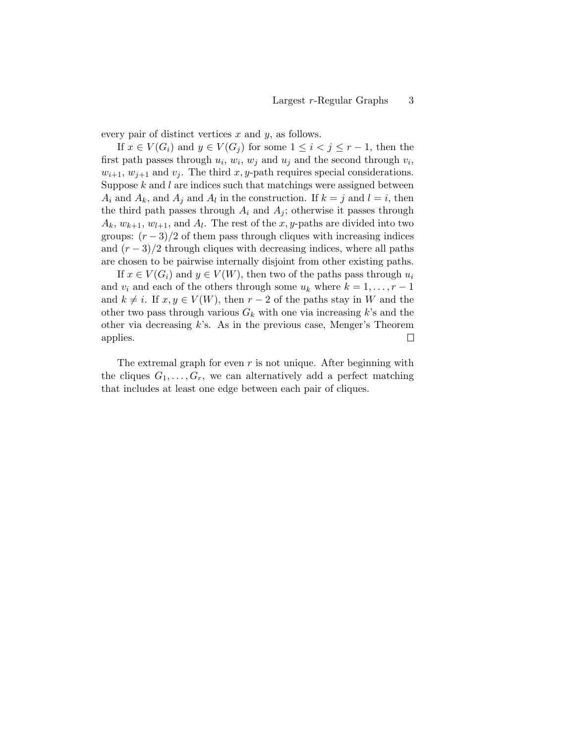every pair of distinct vertices $x$ and $y$, as follows.

If $x \in V(G_i)$ and $y \in V(G_j)$ for some $1 \le i < j \le r-1$, then the first path passes through $u_i$, $w_i$, $w_j$ and $u_j$ and the second through $v_i$, $w_{i+1}$, $w_{j+1}$ and $v_j$. The third $x, y$-path requires special considerations. Suppose $k$ and $l$ are indices such that matchings were assigned between $A_i$ and $A_k$, and $A_j$ and $A_l$ in the construction. If $k = j$ and $l = i$, then the third path passes through $A_i$ and $A_j$; otherwise it passes through $A_k$, $w_{k+1}$, $w_{l+1}$, and $A_l$. The rest of the $x, y$-paths are divided into two groups: $(r-3)/2$ of them pass through cliques with increasing indices and $(r-3)/2$ through cliques with decreasing indices, where all paths are chosen to be pairwise internally disjoint from other existing paths.

If $x \in V(G_i)$ and $y \in V(W)$, then two of the paths pass through $u_i$ and $v_i$ and each of the others through some $u_k$ where $k = 1, \ldots, r-1$ and $k \ne i$. If $x, y \in V(W)$, then $r-2$ of the paths stay in $W$ and the other two pass through various $G_k$ with one via increasing $k$'s and the other via decreasing $k$'s. As in the previous case, Menger's Theorem applies. □

The extremal graph for even $r$ is not unique. After beginning with the cliques $G_1, \ldots, G_r$, we can alternatively add a perfect matching that includes at least one edge between each pair of cliques.